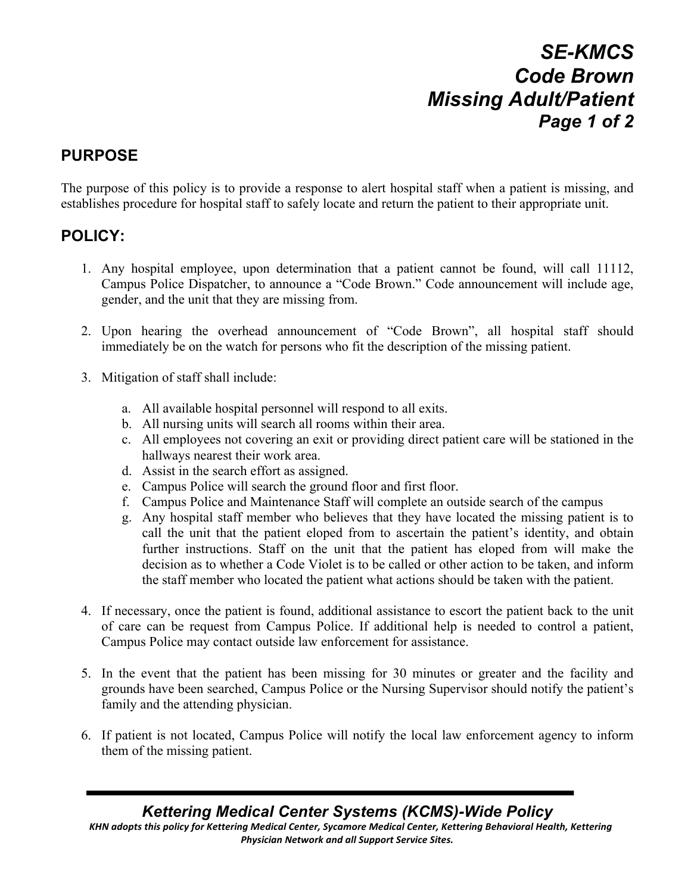# SE-KMCS Code Brown Missing Adult/Patient

## PURPOSE

The purpose of this policy is to provide a response to alert hospital staff when a patient is missing, and establishes procedure for hospital staff to safely locate and return the patient to their appropriate unit.

## POLICY:

1. Any hospital employee, upon determination that a patient cannot be found, will call 11112, Campus Police Dispatcher, to announce a "Code Brown." Code announcement will include age, gender, and the unit that they are missing from.

2. Upon hearing the overhead announcement of "Code Brown", all hospital staff should immediately be on the watch for persons who fit the description of the missing patient.

3. Mitigation of staff shall include:

   a. All available hospital personnel will respond to all exits.
   b. All nursing units will search all rooms within their area.
   c. All employees not covering an exit or providing direct patient care will be stationed in the hallways nearest their work area.
   d. Assist in the search effort as assigned.
   e. Campus Police will search the ground floor and first floor.
   f. Campus Police and Maintenance Staff will complete an outside search of the campus
   g. Any hospital staff member who believes that they have located the missing patient is to call the unit that the patient eloped from to ascertain the patient's identity, and obtain further instructions. Staff on the unit that the patient has eloped from will make the decision as to whether a Code Violet is to be called or other action to be taken, and inform the staff member who located the patient what actions should be taken with the patient.

4. If necessary, once the patient is found, additional assistance to escort the patient back to the unit of care can be request from Campus Police. If additional help is needed to control a patient, Campus Police may contact outside law enforcement for assistance.

5. In the event that the patient has been missing for 30 minutes or greater and the facility and grounds have been searched, Campus Police or the Nursing Supervisor should notify the patient's family and the attending physician.

6. If patient is not located, Campus Police will notify the local law enforcement agency to inform them of the missing patient.

***Kettering Medical Center Systems (KCMS)-Wide Policy***

***KHN adopts this policy for Kettering Medical Center, Sycamore Medical Center, Kettering Behavioral Health, Kettering Physician Network and all Support Service Sites.***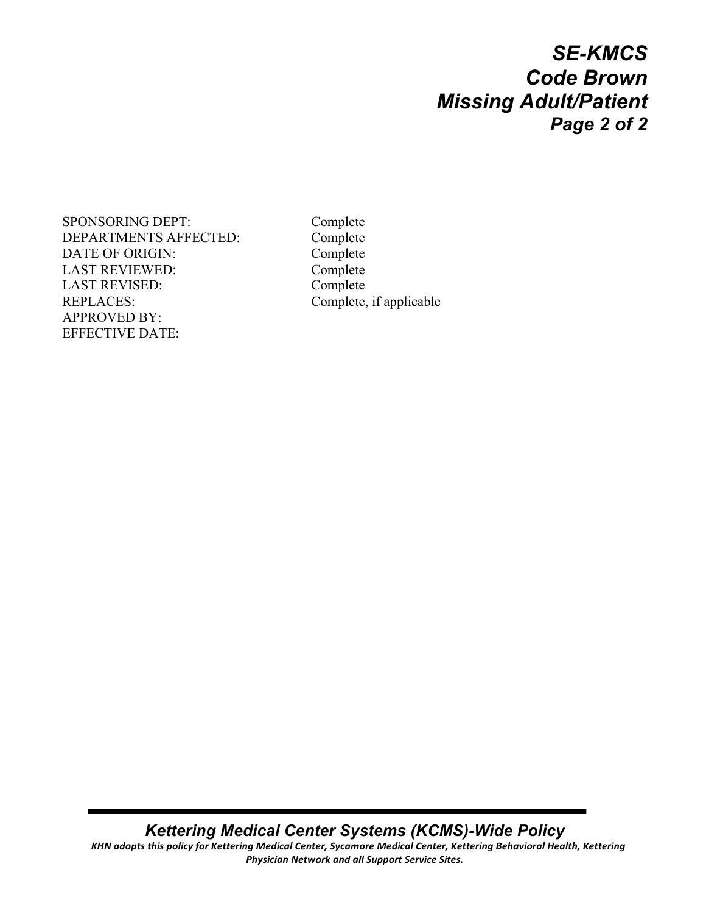| | |
|---|---|
| SPONSORING DEPT: | Complete |
| DEPARTMENTS AFFECTED: | Complete |
| DATE OF ORIGIN: | Complete |
| LAST REVIEWED: | Complete |
| LAST REVISED: | Complete |
| REPLACES: | Complete, if applicable |
| APPROVED BY: | |
| EFFECTIVE DATE: | |